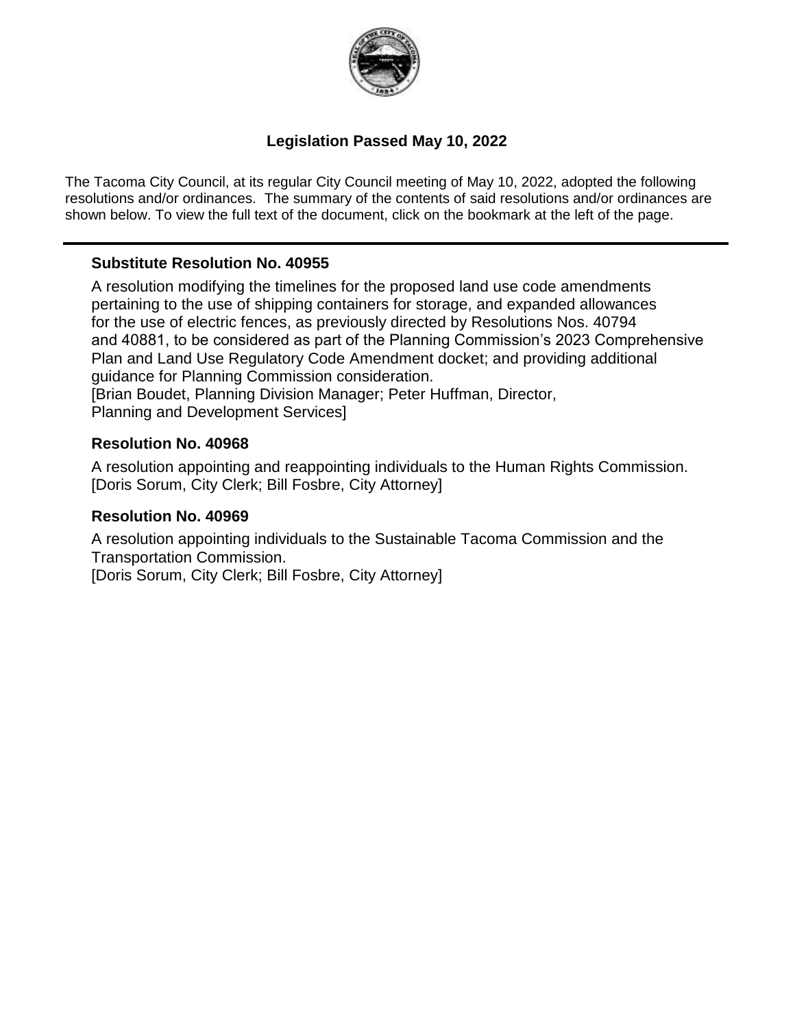# Legislation Passed May 10, 2022

The Tacoma City Council, at its regular City Council meeting of May 10, 2022, adopted the following resolutions and/or ordinances. The summary of the contents of said resolutions and/or ordinances are shown below. To view the full text of the document, click on the bookmark at the left of the page.

---

### Substitute Resolution No. 40955

A resolution modifying the timelines for the proposed land use code amendments pertaining to the use of shipping containers for storage, and expanded allowances for the use of electric fences, as previously directed by Resolutions Nos. 40794 and 40881, to be considered as part of the Planning Commission's 2023 Comprehensive Plan and Land Use Regulatory Code Amendment docket; and providing additional guidance for Planning Commission consideration.
[Brian Boudet, Planning Division Manager; Peter Huffman, Director, Planning and Development Services]

### Resolution No. 40968

A resolution appointing and reappointing individuals to the Human Rights Commission.
[Doris Sorum, City Clerk; Bill Fosbre, City Attorney]

### Resolution No. 40969

A resolution appointing individuals to the Sustainable Tacoma Commission and the Transportation Commission.
[Doris Sorum, City Clerk; Bill Fosbre, City Attorney]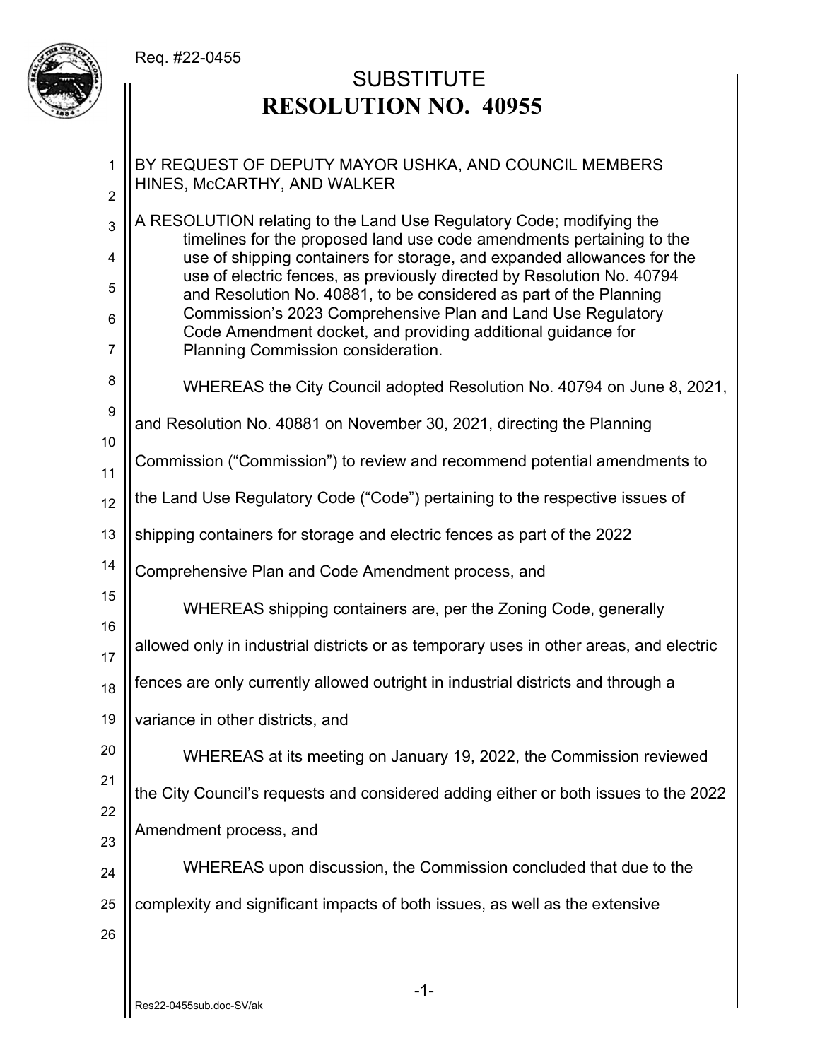Req. #22-0455

# SUBSTITUTE
# RESOLUTION NO. 40955

BY REQUEST OF DEPUTY MAYOR USHKA, AND COUNCIL MEMBERS HINES, McCARTHY, AND WALKER

A RESOLUTION relating to the Land Use Regulatory Code; modifying the timelines for the proposed land use code amendments pertaining to the use of shipping containers for storage, and expanded allowances for the use of electric fences, as previously directed by Resolution No. 40794 and Resolution No. 40881, to be considered as part of the Planning Commission's 2023 Comprehensive Plan and Land Use Regulatory Code Amendment docket, and providing additional guidance for Planning Commission consideration.

WHEREAS the City Council adopted Resolution No. 40794 on June 8, 2021, and Resolution No. 40881 on November 30, 2021, directing the Planning Commission ("Commission") to review and recommend potential amendments to the Land Use Regulatory Code ("Code") pertaining to the respective issues of shipping containers for storage and electric fences as part of the 2022 Comprehensive Plan and Code Amendment process, and

WHEREAS shipping containers are, per the Zoning Code, generally allowed only in industrial districts or as temporary uses in other areas, and electric fences are only currently allowed outright in industrial districts and through a variance in other districts, and

WHEREAS at its meeting on January 19, 2022, the Commission reviewed the City Council's requests and considered adding either or both issues to the 2022 Amendment process, and

WHEREAS upon discussion, the Commission concluded that due to the complexity and significant impacts of both issues, as well as the extensive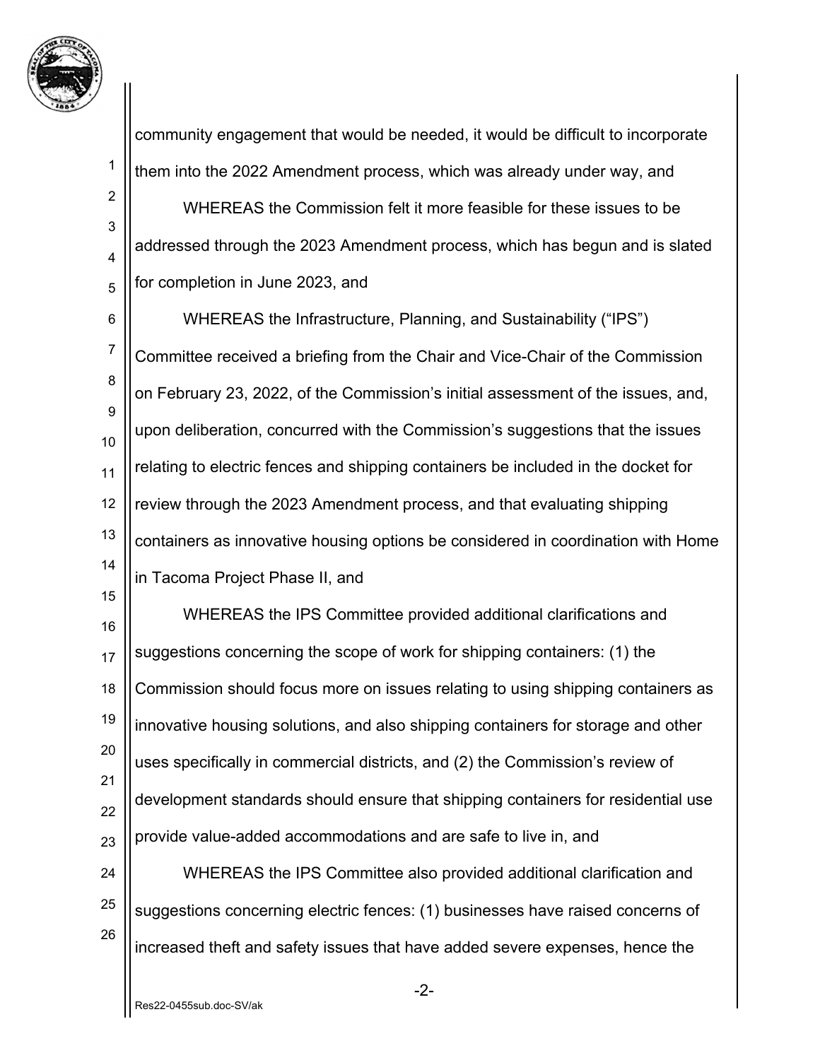community engagement that would be needed, it would be difficult to incorporate them into the 2022 Amendment process, which was already under way, and

WHEREAS the Commission felt it more feasible for these issues to be addressed through the 2023 Amendment process, which has begun and is slated for completion in June 2023, and

WHEREAS the Infrastructure, Planning, and Sustainability ("IPS") Committee received a briefing from the Chair and Vice-Chair of the Commission on February 23, 2022, of the Commission's initial assessment of the issues, and, upon deliberation, concurred with the Commission's suggestions that the issues relating to electric fences and shipping containers be included in the docket for review through the 2023 Amendment process, and that evaluating shipping containers as innovative housing options be considered in coordination with Home in Tacoma Project Phase II, and

WHEREAS the IPS Committee provided additional clarifications and suggestions concerning the scope of work for shipping containers: (1) the Commission should focus more on issues relating to using shipping containers as innovative housing solutions, and also shipping containers for storage and other uses specifically in commercial districts, and (2) the Commission's review of development standards should ensure that shipping containers for residential use provide value-added accommodations and are safe to live in, and

WHEREAS the IPS Committee also provided additional clarification and suggestions concerning electric fences: (1) businesses have raised concerns of increased theft and safety issues that have added severe expenses, hence the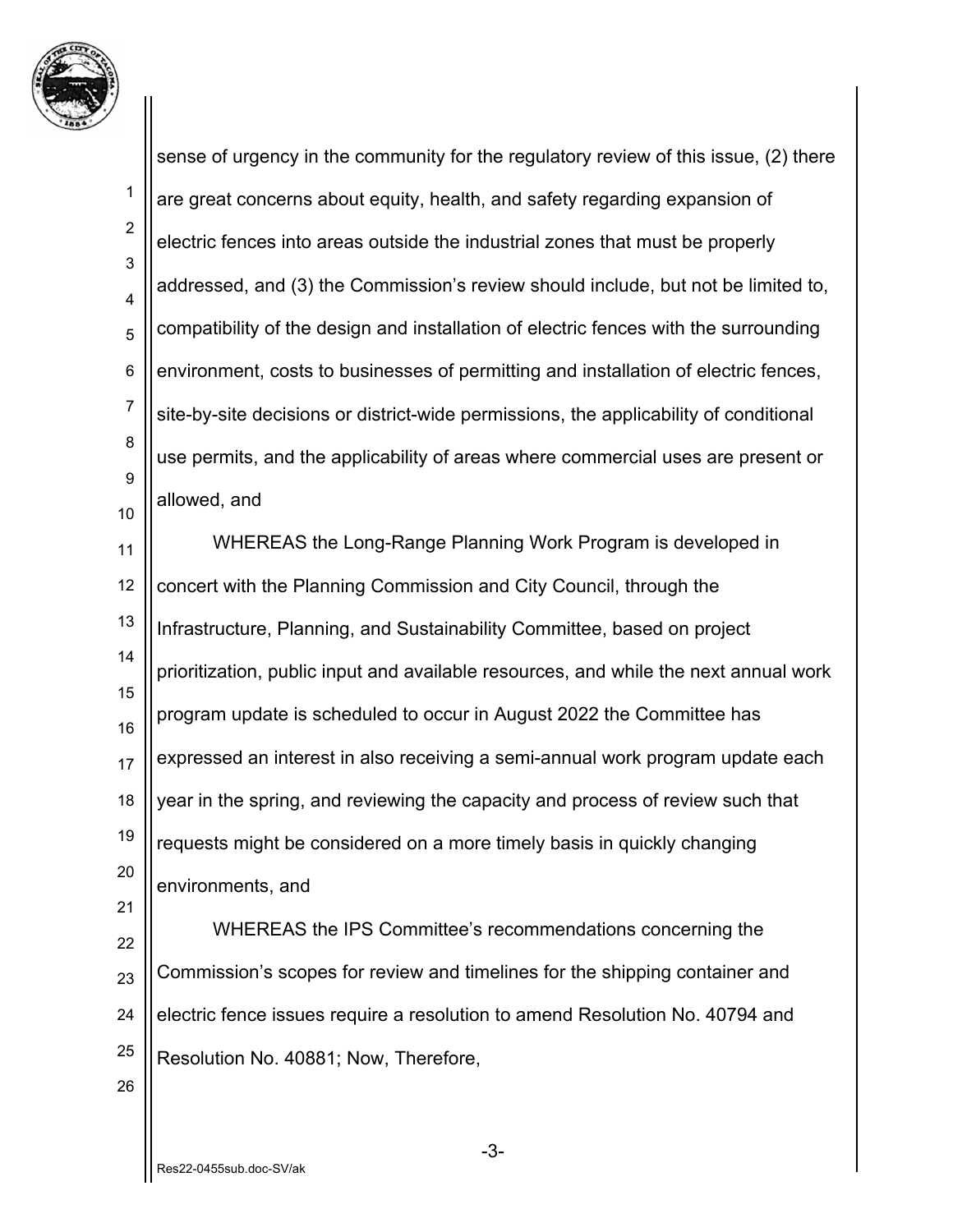sense of urgency in the community for the regulatory review of this issue, (2) there are great concerns about equity, health, and safety regarding expansion of electric fences into areas outside the industrial zones that must be properly addressed, and (3) the Commission's review should include, but not be limited to, compatibility of the design and installation of electric fences with the surrounding environment, costs to businesses of permitting and installation of electric fences, site-by-site decisions or district-wide permissions, the applicability of conditional use permits, and the applicability of areas where commercial uses are present or allowed, and

WHEREAS the Long-Range Planning Work Program is developed in concert with the Planning Commission and City Council, through the Infrastructure, Planning, and Sustainability Committee, based on project prioritization, public input and available resources, and while the next annual work program update is scheduled to occur in August 2022 the Committee has expressed an interest in also receiving a semi-annual work program update each year in the spring, and reviewing the capacity and process of review such that requests might be considered on a more timely basis in quickly changing environments, and

WHEREAS the IPS Committee's recommendations concerning the Commission's scopes for review and timelines for the shipping container and electric fence issues require a resolution to amend Resolution No. 40794 and Resolution No. 40881; Now, Therefore,

Res22-0455sub.doc-SV/ak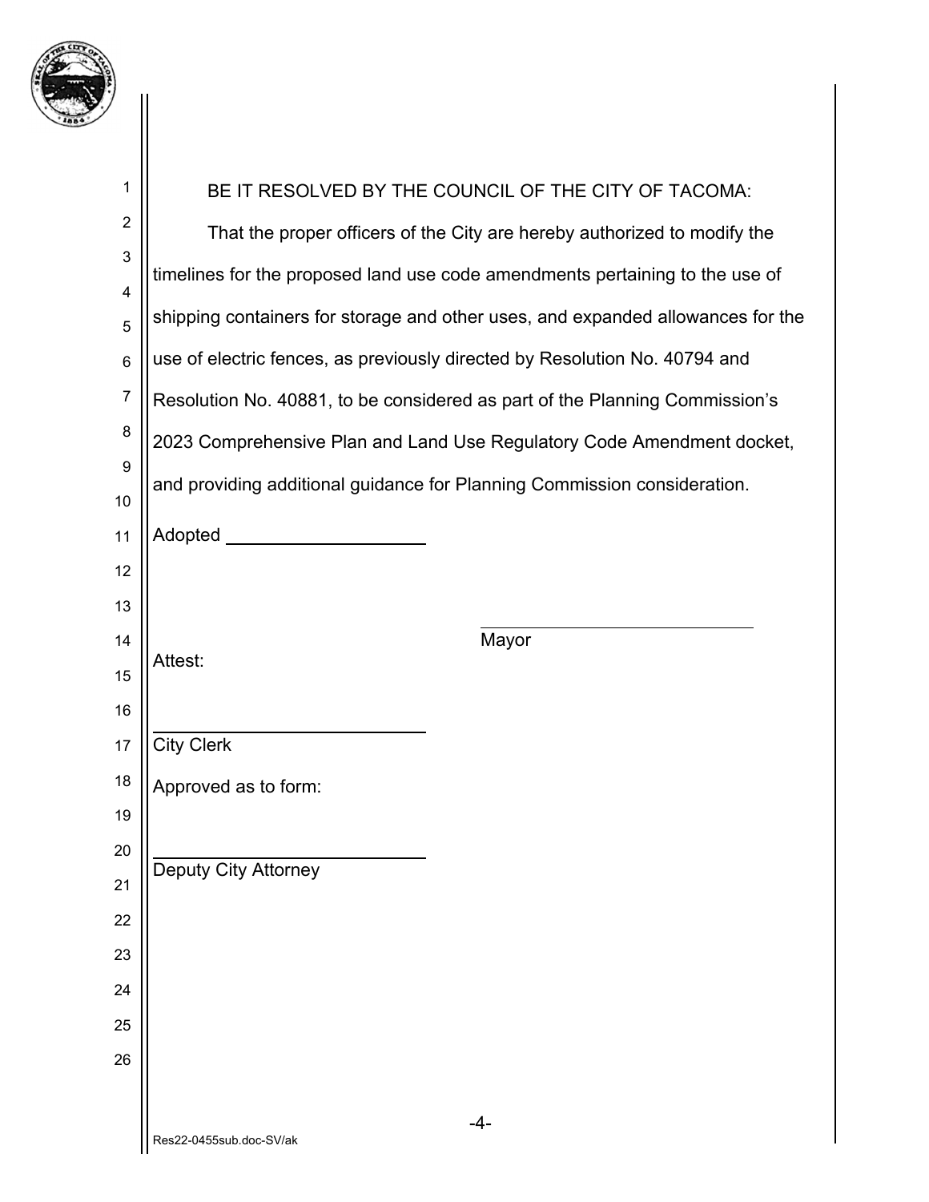BE IT RESOLVED BY THE COUNCIL OF THE CITY OF TACOMA:

That the proper officers of the City are hereby authorized to modify the timelines for the proposed land use code amendments pertaining to the use of shipping containers for storage and other uses, and expanded allowances for the use of electric fences, as previously directed by Resolution No. 40794 and Resolution No. 40881, to be considered as part of the Planning Commission's 2023 Comprehensive Plan and Land Use Regulatory Code Amendment docket, and providing additional guidance for Planning Commission consideration.

Adopted \_\_\_\_\_\_\_\_\_\_\_\_\_\_\_\_\_\_\_\_

\_\_\_\_\_\_\_\_\_\_\_\_\_\_\_\_\_\_\_\_\_\_\_\_\_\_\_\_
Mayor

Attest:

\_\_\_\_\_\_\_\_\_\_\_\_\_\_\_\_\_\_\_\_\_\_\_\_\_\_\_\_
City Clerk

Approved as to form:

\_\_\_\_\_\_\_\_\_\_\_\_\_\_\_\_\_\_\_\_\_\_\_\_\_\_\_\_
Deputy City Attorney

Res22-0455sub.doc-SV/ak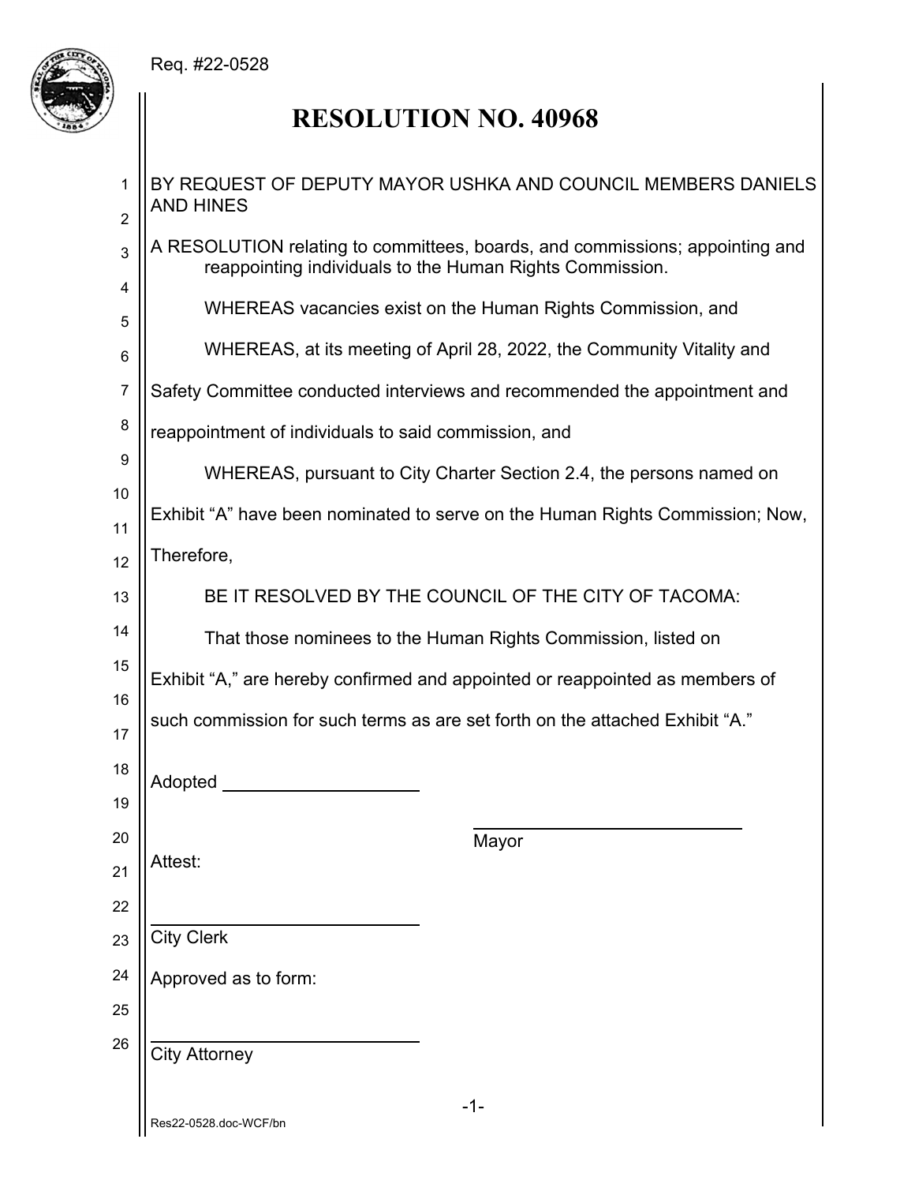Req. #22-0528

# RESOLUTION NO. 40968

BY REQUEST OF DEPUTY MAYOR USHKA AND COUNCIL MEMBERS DANIELS AND HINES

A RESOLUTION relating to committees, boards, and commissions; appointing and reappointing individuals to the Human Rights Commission.

WHEREAS vacancies exist on the Human Rights Commission, and

WHEREAS, at its meeting of April 28, 2022, the Community Vitality and Safety Committee conducted interviews and recommended the appointment and reappointment of individuals to said commission, and

WHEREAS, pursuant to City Charter Section 2.4, the persons named on Exhibit "A" have been nominated to serve on the Human Rights Commission; Now, Therefore,

BE IT RESOLVED BY THE COUNCIL OF THE CITY OF TACOMA:

That those nominees to the Human Rights Commission, listed on Exhibit "A," are hereby confirmed and appointed or reappointed as members of such commission for such terms as are set forth on the attached Exhibit "A."

Adopted ____________________

____________________________
Mayor

Attest:

____________________________
City Clerk

Approved as to form:

____________________________
City Attorney

Res22-0528.doc-WCF/bn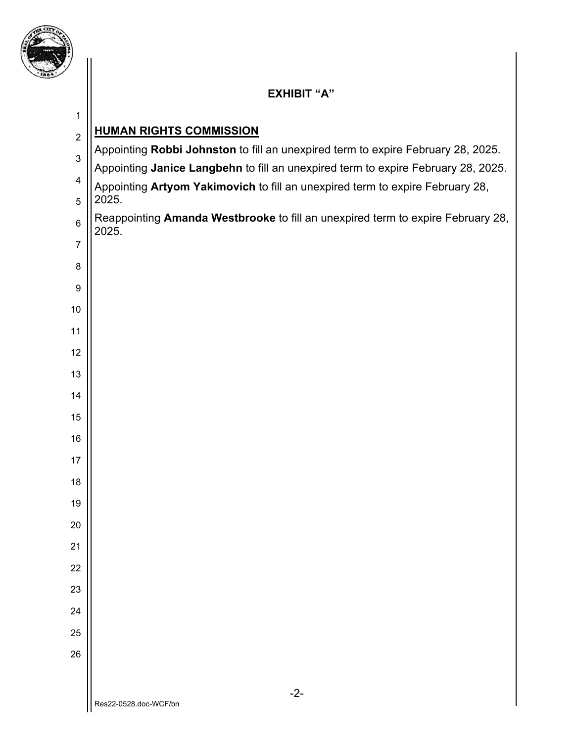**EXHIBIT "A"**

**HUMAN RIGHTS COMMISSION**

Appointing **Robbi Johnston** to fill an unexpired term to expire February 28, 2025.

Appointing **Janice Langbehn** to fill an unexpired term to expire February 28, 2025.

Appointing **Artyom Yakimovich** to fill an unexpired term to expire February 28, 2025.

Reappointing **Amanda Westbrooke** to fill an unexpired term to expire February 28, 2025.

Res22-0528.doc-WCF/bn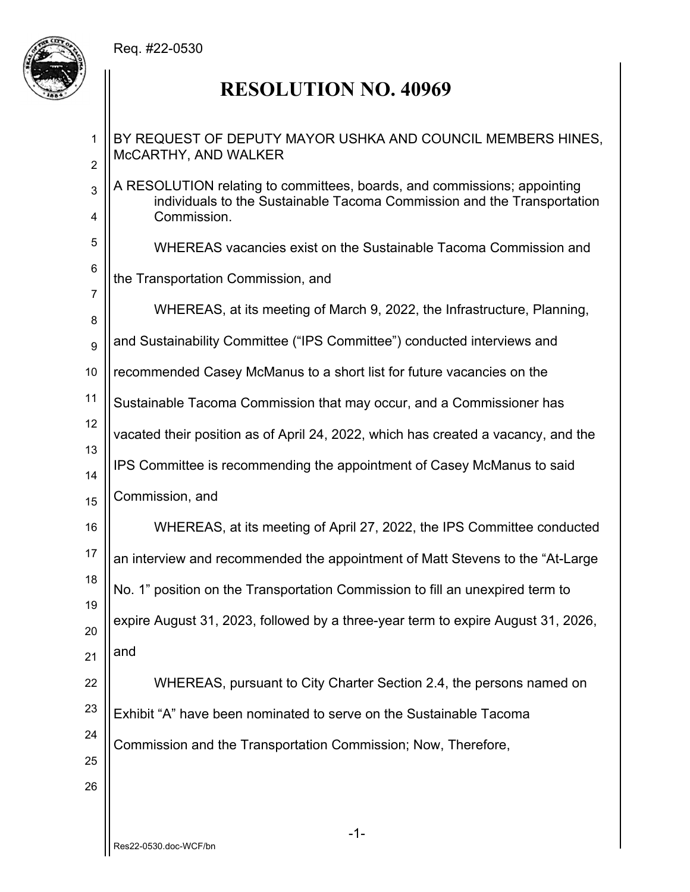Req. #22-0530

# RESOLUTION NO. 40969

BY REQUEST OF DEPUTY MAYOR USHKA AND COUNCIL MEMBERS HINES, McCARTHY, AND WALKER

A RESOLUTION relating to committees, boards, and commissions; appointing individuals to the Sustainable Tacoma Commission and the Transportation Commission.

WHEREAS vacancies exist on the Sustainable Tacoma Commission and the Transportation Commission, and

WHEREAS, at its meeting of March 9, 2022, the Infrastructure, Planning, and Sustainability Committee ("IPS Committee") conducted interviews and recommended Casey McManus to a short list for future vacancies on the Sustainable Tacoma Commission that may occur, and a Commissioner has vacated their position as of April 24, 2022, which has created a vacancy, and the IPS Committee is recommending the appointment of Casey McManus to said Commission, and

WHEREAS, at its meeting of April 27, 2022, the IPS Committee conducted an interview and recommended the appointment of Matt Stevens to the "At-Large No. 1" position on the Transportation Commission to fill an unexpired term to expire August 31, 2023, followed by a three-year term to expire August 31, 2026, and

WHEREAS, pursuant to City Charter Section 2.4, the persons named on Exhibit "A" have been nominated to serve on the Sustainable Tacoma Commission and the Transportation Commission; Now, Therefore,

Res22-0530.doc-WCF/bn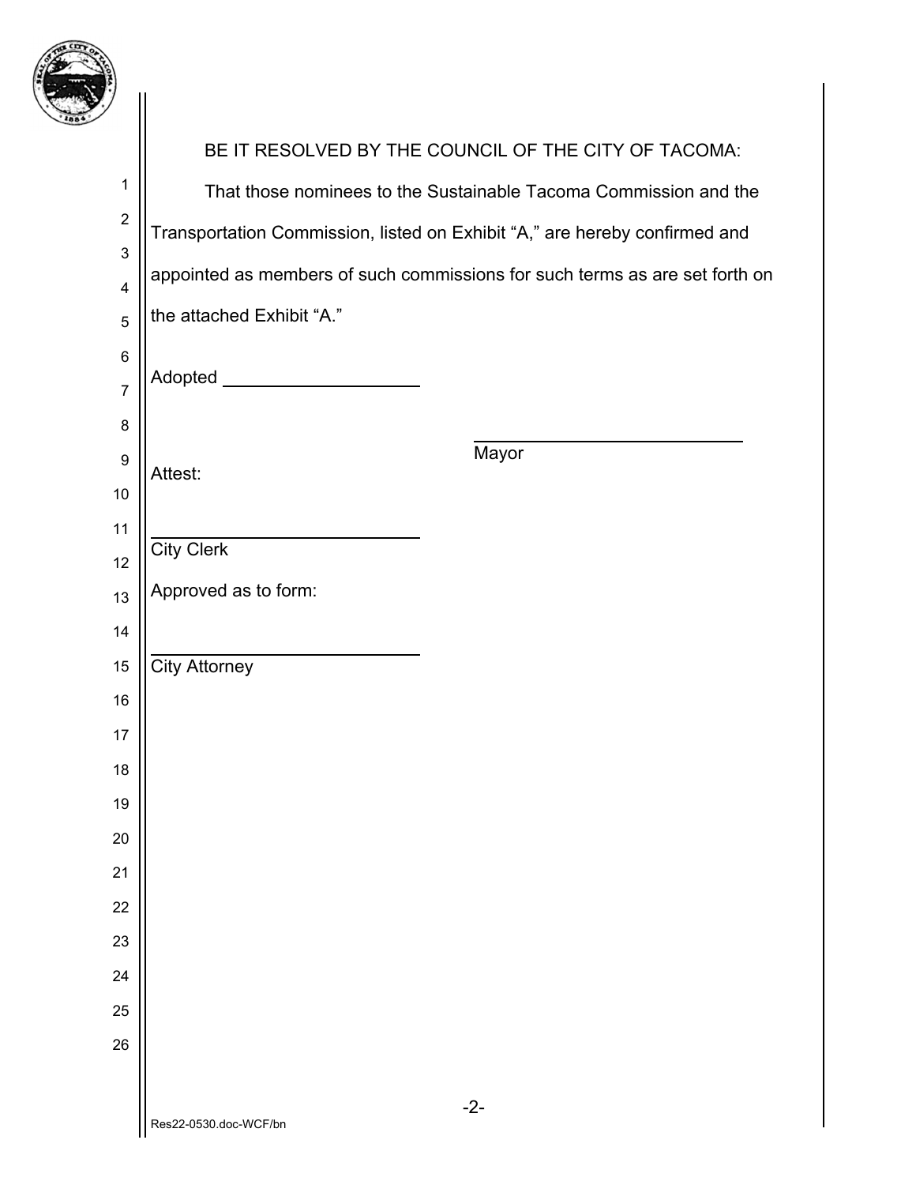BE IT RESOLVED BY THE COUNCIL OF THE CITY OF TACOMA:

That those nominees to the Sustainable Tacoma Commission and the Transportation Commission, listed on Exhibit "A," are hereby confirmed and appointed as members of such commissions for such terms as are set forth on the attached Exhibit "A."

Adopted ____________________

____________________________
Mayor

Attest:

____________________________
City Clerk

Approved as to form:

____________________________
City Attorney

Res22-0530.doc-WCF/bn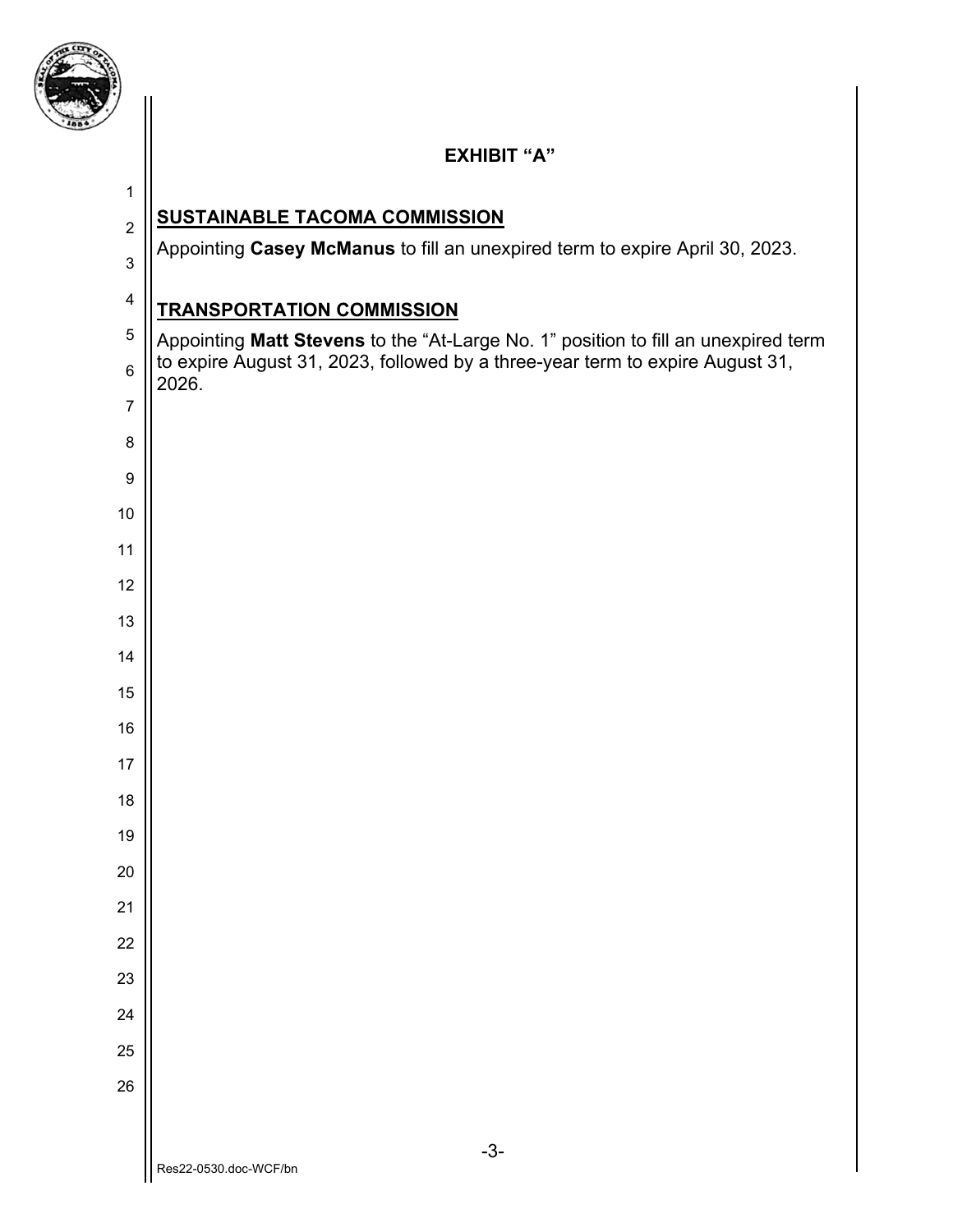# EXHIBIT "A"

**SUSTAINABLE TACOMA COMMISSION**

Appointing **Casey McManus** to fill an unexpired term to expire April 30, 2023.

**TRANSPORTATION COMMISSION**

Appointing **Matt Stevens** to the "At-Large No. 1" position to fill an unexpired term to expire August 31, 2023, followed by a three-year term to expire August 31, 2026.

Res22-0530.doc-WCF/bn